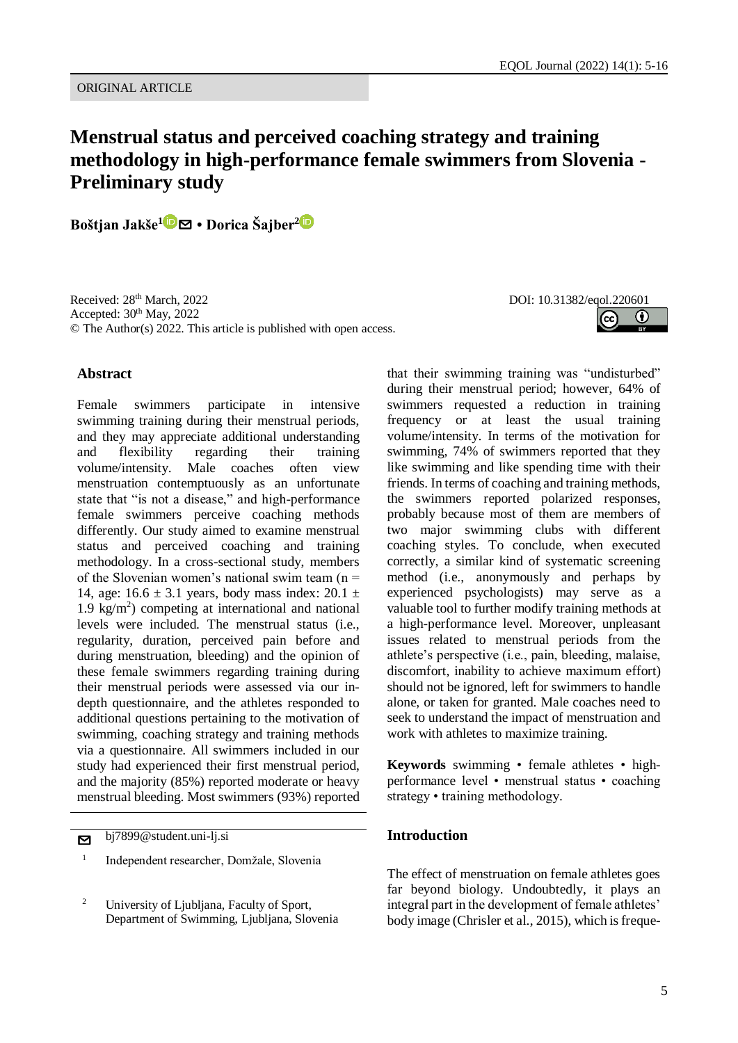ORIGINAL ARTICLE

# Menstrual status and perceived coaching strategy and training methodology in high-performance female swimmers from Slovenia - Preliminary study

**Boštjan Jakše[1] • Dorica Šajber[2]**

Received: 28th March, 2022
Accepted: 30th May, 2022
© The Author(s) 2022. This article is published with open access.

DOI: 10.31382/eqol.220601

## Abstract

Female swimmers participate in intensive swimming training during their menstrual periods, and they may appreciate additional understanding and flexibility regarding their training volume/intensity. Male coaches often view menstruation contemptuously as an unfortunate state that "is not a disease," and high-performance female swimmers perceive coaching methods differently. Our study aimed to examine menstrual status and perceived coaching and training methodology. In a cross-sectional study, members of the Slovenian women's national swim team (n = 14, age: 16.6 ± 3.1 years, body mass index: 20.1 ± 1.9 kg/m$^2$) competing at international and national levels were included. The menstrual status (i.e., regularity, duration, perceived pain before and during menstruation, bleeding) and the opinion of these female swimmers regarding training during their menstrual periods were assessed via our in-depth questionnaire, and the athletes responded to additional questions pertaining to the motivation of swimming, coaching strategy and training methods via a questionnaire. All swimmers included in our study had experienced their first menstrual period, and the majority (85%) reported moderate or heavy menstrual bleeding. Most swimmers (93%) reported that their swimming training was "undisturbed" during their menstrual period; however, 64% of swimmers requested a reduction in training frequency or at least the usual training volume/intensity. In terms of the motivation for swimming, 74% of swimmers reported that they like swimming and like spending time with their friends. In terms of coaching and training methods, the swimmers reported polarized responses, probably because most of them are members of two major swimming clubs with different coaching styles. To conclude, when executed correctly, a similar kind of systematic screening method (i.e., anonymously and perhaps by experienced psychologists) may serve as a valuable tool to further modify training methods at a high-performance level. Moreover, unpleasant issues related to menstrual periods from the athlete's perspective (i.e., pain, bleeding, malaise, discomfort, inability to achieve maximum effort) should not be ignored, left for swimmers to handle alone, or taken for granted. Male coaches need to seek to understand the impact of menstruation and work with athletes to maximize training.

**Keywords** swimming • female athletes • high-performance level • menstrual status • coaching strategy • training methodology.

✉ bj7899@student.uni-lj.si

[1] Independent researcher, Domžale, Slovenia

[2] University of Ljubljana, Faculty of Sport, Department of Swimming, Ljubljana, Slovenia

## Introduction

The effect of menstruation on female athletes goes far beyond biology. Undoubtedly, it plays an integral part in the development of female athletes' body image (Chrisler et al., 2015), which is freque-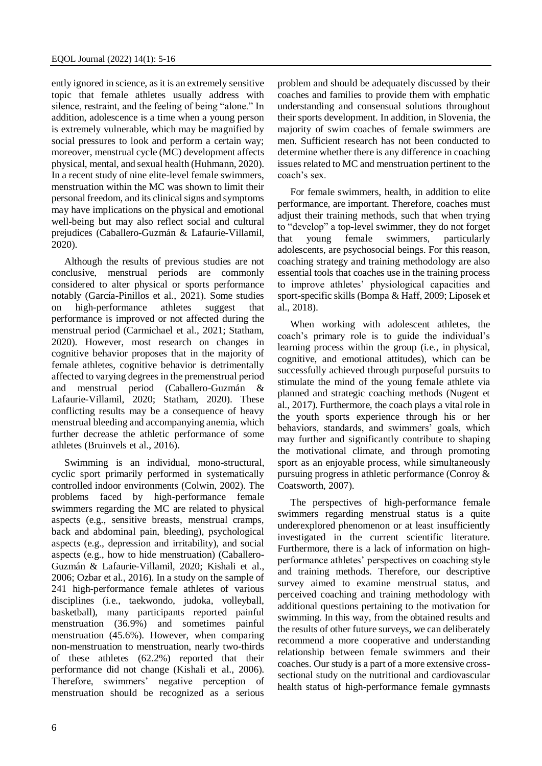ently ignored in science, as it is an extremely sensitive topic that female athletes usually address with silence, restraint, and the feeling of being "alone." In addition, adolescence is a time when a young person is extremely vulnerable, which may be magnified by social pressures to look and perform a certain way; moreover, menstrual cycle (MC) development affects physical, mental, and sexual health (Huhmann, 2020). In a recent study of nine elite-level female swimmers, menstruation within the MC was shown to limit their personal freedom, and its clinical signs and symptoms may have implications on the physical and emotional well-being but may also reflect social and cultural prejudices (Caballero-Guzmán & Lafaurie-Villamil, 2020).

Although the results of previous studies are not conclusive, menstrual periods are commonly considered to alter physical or sports performance notably (García-Pinillos et al., 2021). Some studies on high-performance athletes suggest that performance is improved or not affected during the menstrual period (Carmichael et al., 2021; Statham, 2020). However, most research on changes in cognitive behavior proposes that in the majority of female athletes, cognitive behavior is detrimentally affected to varying degrees in the premenstrual period and menstrual period (Caballero-Guzmán & Lafaurie-Villamil, 2020; Statham, 2020). These conflicting results may be a consequence of heavy menstrual bleeding and accompanying anemia, which further decrease the athletic performance of some athletes (Bruinvels et al., 2016).

Swimming is an individual, mono-structural, cyclic sport primarily performed in systematically controlled indoor environments (Colwin, 2002). The problems faced by high-performance female swimmers regarding the MC are related to physical aspects (e.g., sensitive breasts, menstrual cramps, back and abdominal pain, bleeding), psychological aspects (e.g., depression and irritability), and social aspects (e.g., how to hide menstruation) (Caballero-Guzmán & Lafaurie-Villamil, 2020; Kishali et al., 2006; Ozbar et al., 2016). In a study on the sample of 241 high-performance female athletes of various disciplines (i.e., taekwondo, judoka, volleyball, basketball), many participants reported painful menstruation (36.9%) and sometimes painful menstruation (45.6%). However, when comparing non-menstruation to menstruation, nearly two-thirds of these athletes (62.2%) reported that their performance did not change (Kishali et al., 2006). Therefore, swimmers' negative perception of menstruation should be recognized as a serious problem and should be adequately discussed by their coaches and families to provide them with emphatic understanding and consensual solutions throughout their sports development. In addition, in Slovenia, the majority of swim coaches of female swimmers are men. Sufficient research has not been conducted to determine whether there is any difference in coaching issues related to MC and menstruation pertinent to the coach's sex.

For female swimmers, health, in addition to elite performance, are important. Therefore, coaches must adjust their training methods, such that when trying to "develop" a top-level swimmer, they do not forget that young female swimmers, particularly adolescents, are psychosocial beings. For this reason, coaching strategy and training methodology are also essential tools that coaches use in the training process to improve athletes' physiological capacities and sport-specific skills (Bompa & Haff, 2009; Liposek et al., 2018).

When working with adolescent athletes, the coach's primary role is to guide the individual's learning process within the group (i.e., in physical, cognitive, and emotional attitudes), which can be successfully achieved through purposeful pursuits to stimulate the mind of the young female athlete via planned and strategic coaching methods (Nugent et al., 2017). Furthermore, the coach plays a vital role in the youth sports experience through his or her behaviors, standards, and swimmers' goals, which may further and significantly contribute to shaping the motivational climate, and through promoting sport as an enjoyable process, while simultaneously pursuing progress in athletic performance (Conroy & Coatsworth, 2007).

The perspectives of high-performance female swimmers regarding menstrual status is a quite underexplored phenomenon or at least insufficiently investigated in the current scientific literature. Furthermore, there is a lack of information on high-performance athletes' perspectives on coaching style and training methods. Therefore, our descriptive survey aimed to examine menstrual status, and perceived coaching and training methodology with additional questions pertaining to the motivation for swimming. In this way, from the obtained results and the results of other future surveys, we can deliberately recommend a more cooperative and understanding relationship between female swimmers and their coaches. Our study is a part of a more extensive cross-sectional study on the nutritional and cardiovascular health status of high-performance female gymnasts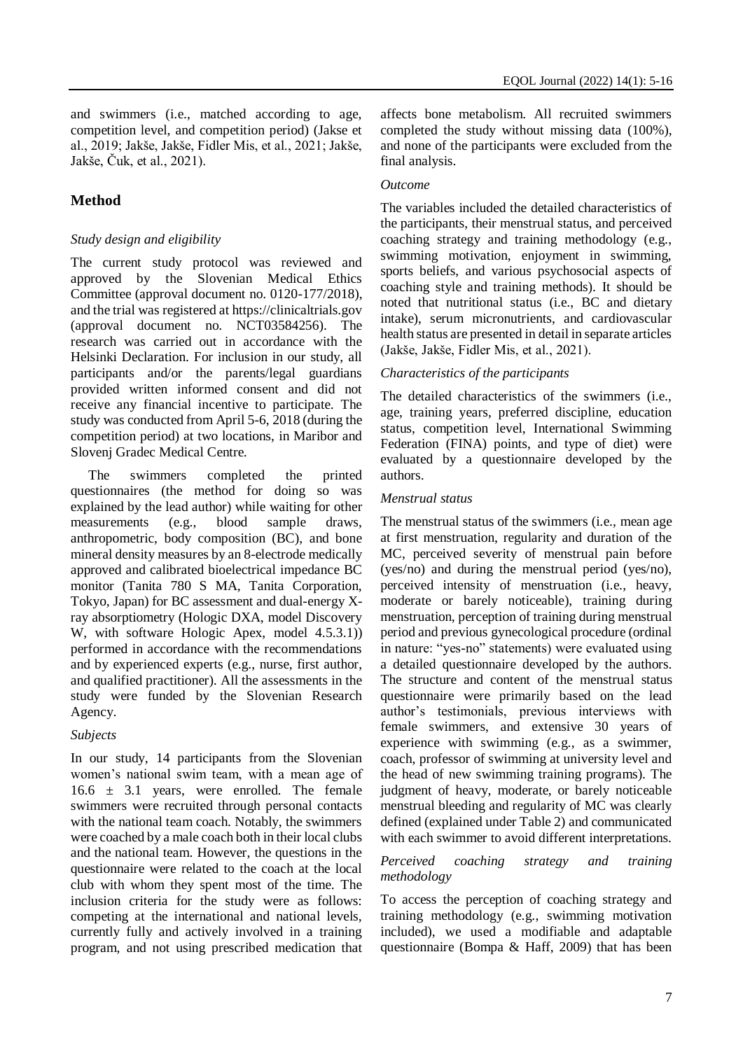and swimmers (i.e., matched according to age, competition level, and competition period) (Jakse et al., 2019; Jakše, Jakše, Fidler Mis, et al., 2021; Jakše, Jakše, Čuk, et al., 2021).

## Method

### *Study design and eligibility*

The current study protocol was reviewed and approved by the Slovenian Medical Ethics Committee (approval document no. 0120-177/2018), and the trial was registered at https://clinicaltrials.gov (approval document no. NCT03584256). The research was carried out in accordance with the Helsinki Declaration. For inclusion in our study, all participants and/or the parents/legal guardians provided written informed consent and did not receive any financial incentive to participate. The study was conducted from April 5-6, 2018 (during the competition period) at two locations, in Maribor and Slovenj Gradec Medical Centre.

The swimmers completed the printed questionnaires (the method for doing so was explained by the lead author) while waiting for other measurements (e.g., blood sample draws, anthropometric, body composition (BC), and bone mineral density measures by an 8-electrode medically approved and calibrated bioelectrical impedance BC monitor (Tanita 780 S MA, Tanita Corporation, Tokyo, Japan) for BC assessment and dual-energy X-ray absorptiometry (Hologic DXA, model Discovery W, with software Hologic Apex, model 4.5.3.1)) performed in accordance with the recommendations and by experienced experts (e.g., nurse, first author, and qualified practitioner). All the assessments in the study were funded by the Slovenian Research Agency.

### *Subjects*

In our study, 14 participants from the Slovenian women's national swim team, with a mean age of 16.6 ± 3.1 years, were enrolled. The female swimmers were recruited through personal contacts with the national team coach. Notably, the swimmers were coached by a male coach both in their local clubs and the national team. However, the questions in the questionnaire were related to the coach at the local club with whom they spent most of the time. The inclusion criteria for the study were as follows: competing at the international and national levels, currently fully and actively involved in a training program, and not using prescribed medication that affects bone metabolism. All recruited swimmers completed the study without missing data (100%), and none of the participants were excluded from the final analysis.

### *Outcome*

The variables included the detailed characteristics of the participants, their menstrual status, and perceived coaching strategy and training methodology (e.g., swimming motivation, enjoyment in swimming, sports beliefs, and various psychosocial aspects of coaching style and training methods). It should be noted that nutritional status (i.e., BC and dietary intake), serum micronutrients, and cardiovascular health status are presented in detail in separate articles (Jakše, Jakše, Fidler Mis, et al., 2021).

### *Characteristics of the participants*

The detailed characteristics of the swimmers (i.e., age, training years, preferred discipline, education status, competition level, International Swimming Federation (FINA) points, and type of diet) were evaluated by a questionnaire developed by the authors.

### *Menstrual status*

The menstrual status of the swimmers (i.e., mean age at first menstruation, regularity and duration of the MC, perceived severity of menstrual pain before (yes/no) and during the menstrual period (yes/no), perceived intensity of menstruation (i.e., heavy, moderate or barely noticeable), training during menstruation, perception of training during menstrual period and previous gynecological procedure (ordinal in nature: "yes-no" statements) were evaluated using a detailed questionnaire developed by the authors. The structure and content of the menstrual status questionnaire were primarily based on the lead author's testimonials, previous interviews with female swimmers, and extensive 30 years of experience with swimming (e.g., as a swimmer, coach, professor of swimming at university level and the head of new swimming training programs). The judgment of heavy, moderate, or barely noticeable menstrual bleeding and regularity of MC was clearly defined (explained under Table 2) and communicated with each swimmer to avoid different interpretations.

### *Perceived coaching strategy and training methodology*

To access the perception of coaching strategy and training methodology (e.g., swimming motivation included), we used a modifiable and adaptable questionnaire (Bompa & Haff, 2009) that has been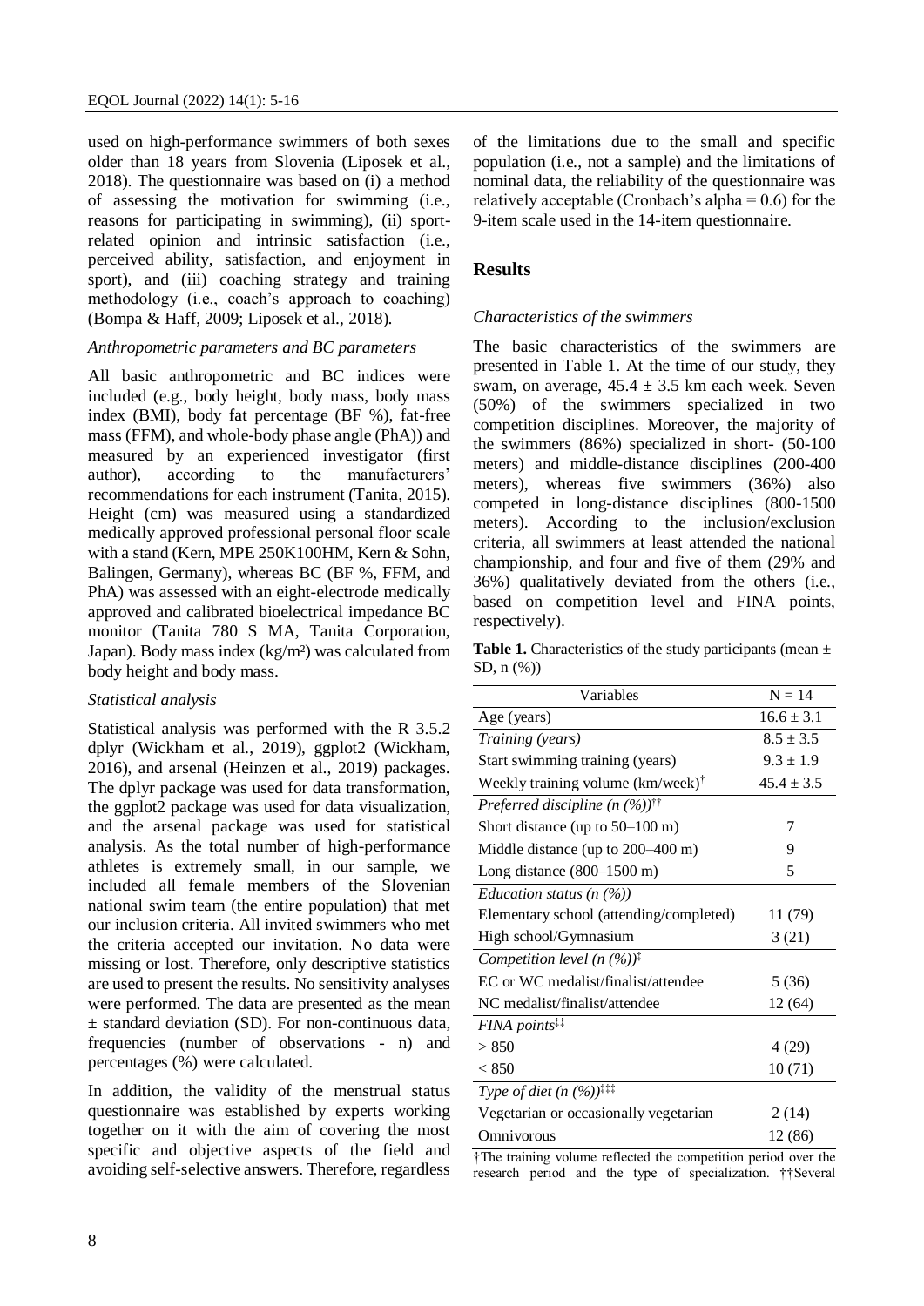used on high-performance swimmers of both sexes older than 18 years from Slovenia (Liposek et al., 2018). The questionnaire was based on (i) a method of assessing the motivation for swimming (i.e., reasons for participating in swimming), (ii) sport-related opinion and intrinsic satisfaction (i.e., perceived ability, satisfaction, and enjoyment in sport), and (iii) coaching strategy and training methodology (i.e., coach's approach to coaching) (Bompa & Haff, 2009; Liposek et al., 2018).

*Anthropometric parameters and BC parameters*

All basic anthropometric and BC indices were included (e.g., body height, body mass, body mass index (BMI), body fat percentage (BF %), fat-free mass (FFM), and whole-body phase angle (PhA)) and measured by an experienced investigator (first author), according to the manufacturers' recommendations for each instrument (Tanita, 2015). Height (cm) was measured using a standardized medically approved professional personal floor scale with a stand (Kern, MPE 250K100HM, Kern & Sohn, Balingen, Germany), whereas BC (BF %, FFM, and PhA) was assessed with an eight-electrode medically approved and calibrated bioelectrical impedance BC monitor (Tanita 780 S MA, Tanita Corporation, Japan). Body mass index (kg/m²) was calculated from body height and body mass.

*Statistical analysis*

Statistical analysis was performed with the R 3.5.2 dplyr (Wickham et al., 2019), ggplot2 (Wickham, 2016), and arsenal (Heinzen et al., 2019) packages. The dplyr package was used for data transformation, the ggplot2 package was used for data visualization, and the arsenal package was used for statistical analysis. As the total number of high-performance athletes is extremely small, in our sample, we included all female members of the Slovenian national swim team (the entire population) that met our inclusion criteria. All invited swimmers who met the criteria accepted our invitation. No data were missing or lost. Therefore, only descriptive statistics are used to present the results. No sensitivity analyses were performed. The data are presented as the mean ± standard deviation (SD). For non-continuous data, frequencies (number of observations - n) and percentages (%) were calculated.

In addition, the validity of the menstrual status questionnaire was established by experts working together on it with the aim of covering the most specific and objective aspects of the field and avoiding self-selective answers. Therefore, regardless of the limitations due to the small and specific population (i.e., not a sample) and the limitations of nominal data, the reliability of the questionnaire was relatively acceptable (Cronbach's alpha = 0.6) for the 9-item scale used in the 14-item questionnaire.

## Results

*Characteristics of the swimmers*

The basic characteristics of the swimmers are presented in Table 1. At the time of our study, they swam, on average, 45.4 ± 3.5 km each week. Seven (50%) of the swimmers specialized in two competition disciplines. Moreover, the majority of the swimmers (86%) specialized in short- (50-100 meters) and middle-distance disciplines (200-400 meters), whereas five swimmers (36%) also competed in long-distance disciplines (800-1500 meters). According to the inclusion/exclusion criteria, all swimmers at least attended the national championship, and four and five of them (29% and 36%) qualitatively deviated from the others (i.e., based on competition level and FINA points, respectively).

**Table 1.** Characteristics of the study participants (mean ± SD, n (%))

| Variables | N = 14 |
|---|---|
| Age (years) | 16.6 ± 3.1 |
| *Training (years)* | 8.5 ± 3.5 |
| Start swimming training (years) | 9.3 ± 1.9 |
| Weekly training volume (km/week)† | 45.4 ± 3.5 |
| *Preferred discipline (n (%))*†† | |
| Short distance (up to 50–100 m) | 7 |
| Middle distance (up to 200–400 m) | 9 |
| Long distance (800–1500 m) | 5 |
| *Education status (n (%))* | |
| Elementary school (attending/completed) | 11 (79) |
| High school/Gymnasium | 3 (21) |
| *Competition level (n (%))*‡ | |
| EC or WC medalist/finalist/attendee | 5 (36) |
| NC medalist/finalist/attendee | 12 (64) |
| *FINA points*‡‡ | |
| > 850 | 4 (29) |
| < 850 | 10 (71) |
| *Type of diet (n (%))*‡‡‡ | |
| Vegetarian or occasionally vegetarian | 2 (14) |
| Omnivorous | 12 (86) |

†The training volume reflected the competition period over the research period and the type of specialization. ††Several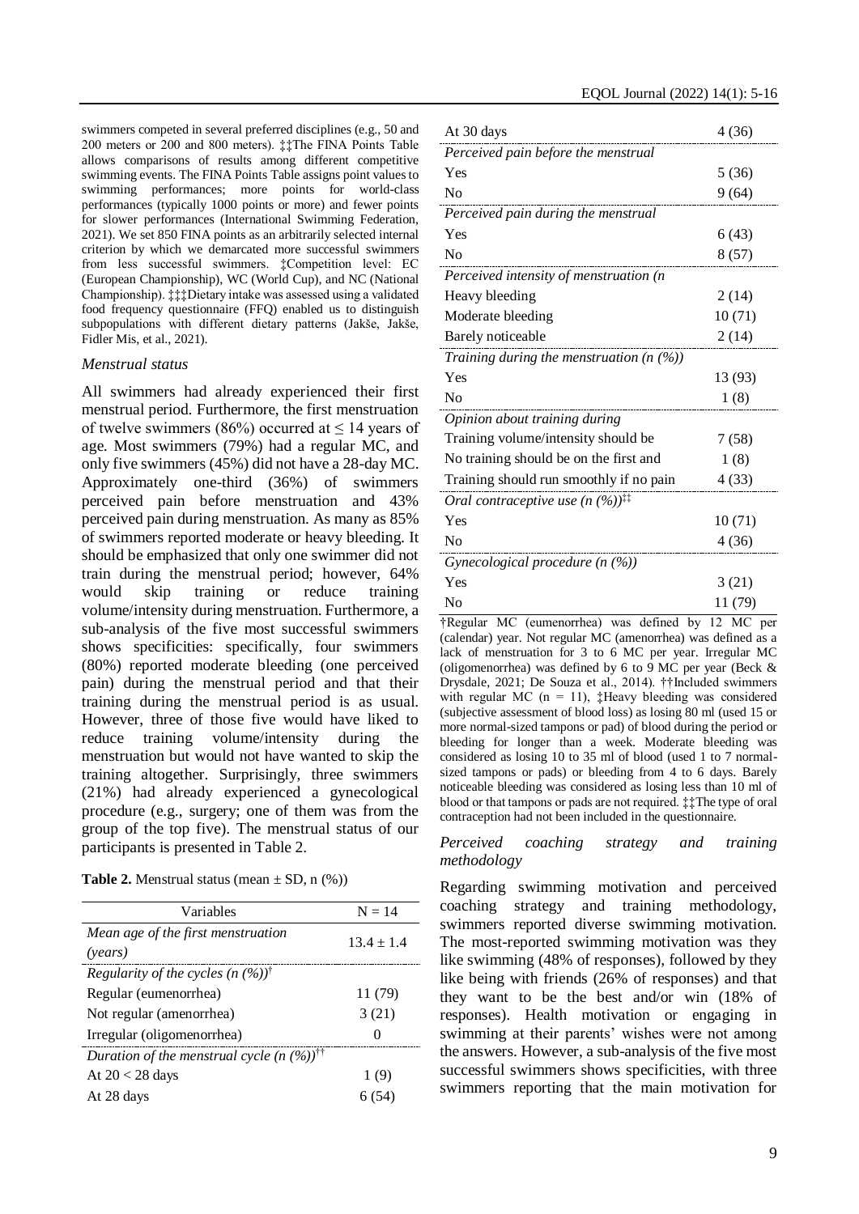swimmers competed in several preferred disciplines (e.g., 50 and 200 meters or 200 and 800 meters). ‡‡The FINA Points Table allows comparisons of results among different competitive swimming events. The FINA Points Table assigns point values to swimming performances; more points for world-class performances (typically 1000 points or more) and fewer points for slower performances (International Swimming Federation, 2021). We set 850 FINA points as an arbitrarily selected internal criterion by which we demarcated more successful swimmers from less successful swimmers. ‡Competition level: EC (European Championship), WC (World Cup), and NC (National Championship). ‡‡‡Dietary intake was assessed using a validated food frequency questionnaire (FFQ) enabled us to distinguish subpopulations with different dietary patterns (Jakše, Jakše, Fidler Mis, et al., 2021).

### *Menstrual status*

All swimmers had already experienced their first menstrual period. Furthermore, the first menstruation of twelve swimmers (86%) occurred at ≤ 14 years of age. Most swimmers (79%) had a regular MC, and only five swimmers (45%) did not have a 28-day MC. Approximately one-third (36%) of swimmers perceived pain before menstruation and 43% perceived pain during menstruation. As many as 85% of swimmers reported moderate or heavy bleeding. It should be emphasized that only one swimmer did not train during the menstrual period; however, 64% would skip training or reduce training volume/intensity during menstruation. Furthermore, a sub-analysis of the five most successful swimmers shows specificities: specifically, four swimmers (80%) reported moderate bleeding (one perceived pain) during the menstrual period and that their training during the menstrual period is as usual. However, three of those five would have liked to reduce training volume/intensity during the menstruation but would not have wanted to skip the training altogether. Surprisingly, three swimmers (21%) had already experienced a gynecological procedure (e.g., surgery; one of them was from the group of the top five). The menstrual status of our participants is presented in Table 2.

**Table 2.** Menstrual status (mean ± SD, n (%))

| Variables | N = 14 |
|---|---|
| *Mean age of the first menstruation (years)* | 13.4 ± 1.4 |
| *Regularity of the cycles (n (%))*[†] | |
| Regular (eumenorrhea) | 11 (79) |
| Not regular (amenorrhea) | 3 (21) |
| Irregular (oligomenorrhea) | 0 |
| *Duration of the menstrual cycle (n (%))*[††] | |
| At 20 < 28 days | 1 (9) |
| At 28 days | 6 (54) |
| At 30 days | 4 (36) |
| *Perceived pain before the menstrual* | |
| Yes | 5 (36) |
| No | 9 (64) |
| *Perceived pain during the menstrual* | |
| Yes | 6 (43) |
| No | 8 (57) |
| *Perceived intensity of menstruation (n* | |
| Heavy bleeding | 2 (14) |
| Moderate bleeding | 10 (71) |
| Barely noticeable | 2 (14) |
| *Training during the menstruation (n (%))* | |
| Yes | 13 (93) |
| No | 1 (8) |
| *Opinion about training during* | |
| Training volume/intensity should be | 7 (58) |
| No training should be on the first and | 1 (8) |
| Training should run smoothly if no pain | 4 (33) |
| *Oral contraceptive use (n (%))*[‡‡] | |
| Yes | 10 (71) |
| No | 4 (36) |
| *Gynecological procedure (n (%))* | |
| Yes | 3 (21) |
| No | 11 (79) |

†Regular MC (eumenorrhea) was defined by 12 MC per (calendar) year. Not regular MC (amenorrhea) was defined as a lack of menstruation for 3 to 6 MC per year. Irregular MC (oligomenorrhea) was defined by 6 to 9 MC per year (Beck & Drysdale, 2021; De Souza et al., 2014). ††Included swimmers with regular MC (n = 11), ‡Heavy bleeding was considered (subjective assessment of blood loss) as losing 80 ml (used 15 or more normal-sized tampons or pad) of blood during the period or bleeding for longer than a week. Moderate bleeding was considered as losing 10 to 35 ml of blood (used 1 to 7 normal-sized tampons or pads) or bleeding from 4 to 6 days. Barely noticeable bleeding was considered as losing less than 10 ml of blood or that tampons or pads are not required. ‡‡The type of oral contraception had not been included in the questionnaire.

### *Perceived coaching strategy and training methodology*

Regarding swimming motivation and perceived coaching strategy and training methodology, swimmers reported diverse swimming motivation. The most-reported swimming motivation was they like swimming (48% of responses), followed by they like being with friends (26% of responses) and that they want to be the best and/or win (18% of responses). Health motivation or engaging in swimming at their parents' wishes were not among the answers. However, a sub-analysis of the five most successful swimmers shows specificities, with three swimmers reporting that the main motivation for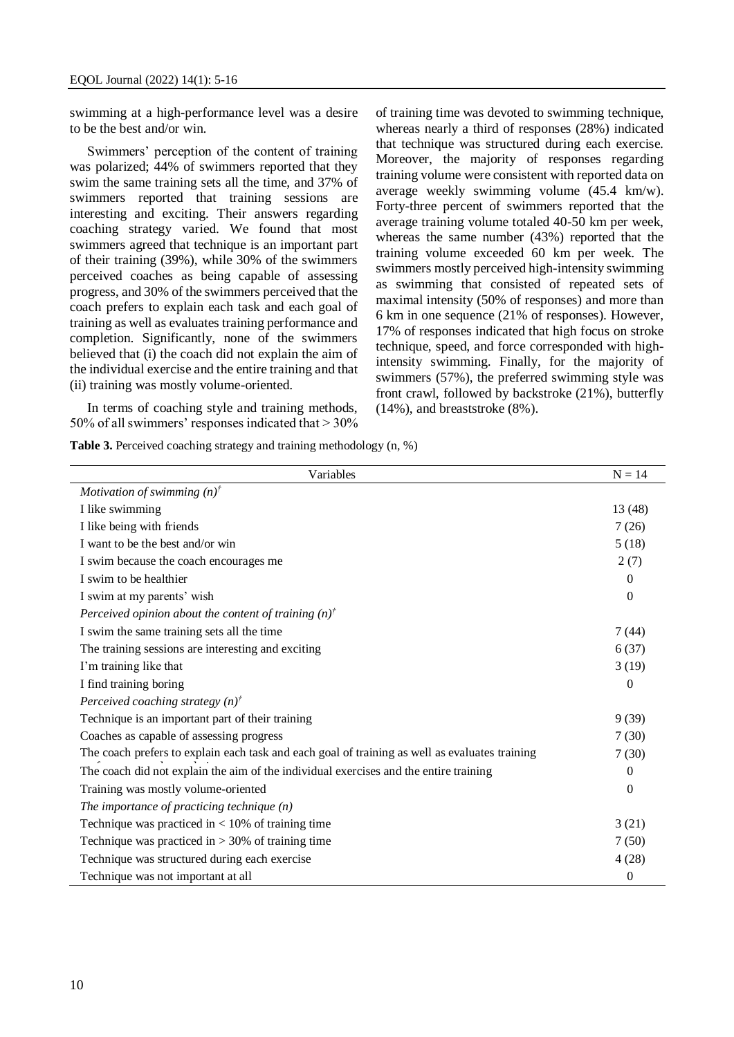swimming at a high-performance level was a desire to be the best and/or win.

Swimmers' perception of the content of training was polarized; 44% of swimmers reported that they swim the same training sets all the time, and 37% of swimmers reported that training sessions are interesting and exciting. Their answers regarding coaching strategy varied. We found that most swimmers agreed that technique is an important part of their training (39%), while 30% of the swimmers perceived coaches as being capable of assessing progress, and 30% of the swimmers perceived that the coach prefers to explain each task and each goal of training as well as evaluates training performance and completion. Significantly, none of the swimmers believed that (i) the coach did not explain the aim of the individual exercise and the entire training and that (ii) training was mostly volume-oriented.

In terms of coaching style and training methods, 50% of all swimmers' responses indicated that > 30% of training time was devoted to swimming technique, whereas nearly a third of responses (28%) indicated that technique was structured during each exercise. Moreover, the majority of responses regarding training volume were consistent with reported data on average weekly swimming volume (45.4 km/w). Forty-three percent of swimmers reported that the average training volume totaled 40-50 km per week, whereas the same number (43%) reported that the training volume exceeded 60 km per week. The swimmers mostly perceived high-intensity swimming as swimming that consisted of repeated sets of maximal intensity (50% of responses) and more than 6 km in one sequence (21% of responses). However, 17% of responses indicated that high focus on stroke technique, speed, and force corresponded with high-intensity swimming. Finally, for the majority of swimmers (57%), the preferred swimming style was front crawl, followed by backstroke (21%), butterfly (14%), and breaststroke (8%).

**Table 3.** Perceived coaching strategy and training methodology (n, %)

| Variables | N = 14 |
|---|---|
| *Motivation of swimming (n)*[†] | |
| I like swimming | 13 (48) |
| I like being with friends | 7 (26) |
| I want to be the best and/or win | 5 (18) |
| I swim because the coach encourages me | 2 (7) |
| I swim to be healthier | 0 |
| I swim at my parents' wish | 0 |
| *Perceived opinion about the content of training (n)*[†] | |
| I swim the same training sets all the time | 7 (44) |
| The training sessions are interesting and exciting | 6 (37) |
| I'm training like that | 3 (19) |
| I find training boring | 0 |
| *Perceived coaching strategy (n)*[†] | |
| Technique is an important part of their training | 9 (39) |
| Coaches as capable of assessing progress | 7 (30) |
| The coach prefers to explain each task and each goal of training as well as evaluates training performance and completion | 7 (30) |
| The coach did not explain the aim of the individual exercises and the entire training | 0 |
| Training was mostly volume-oriented | 0 |
| *The importance of practicing technique (n)* | |
| Technique was practiced in < 10% of training time | 3 (21) |
| Technique was practiced in > 30% of training time | 7 (50) |
| Technique was structured during each exercise | 4 (28) |
| Technique was not important at all | 0 |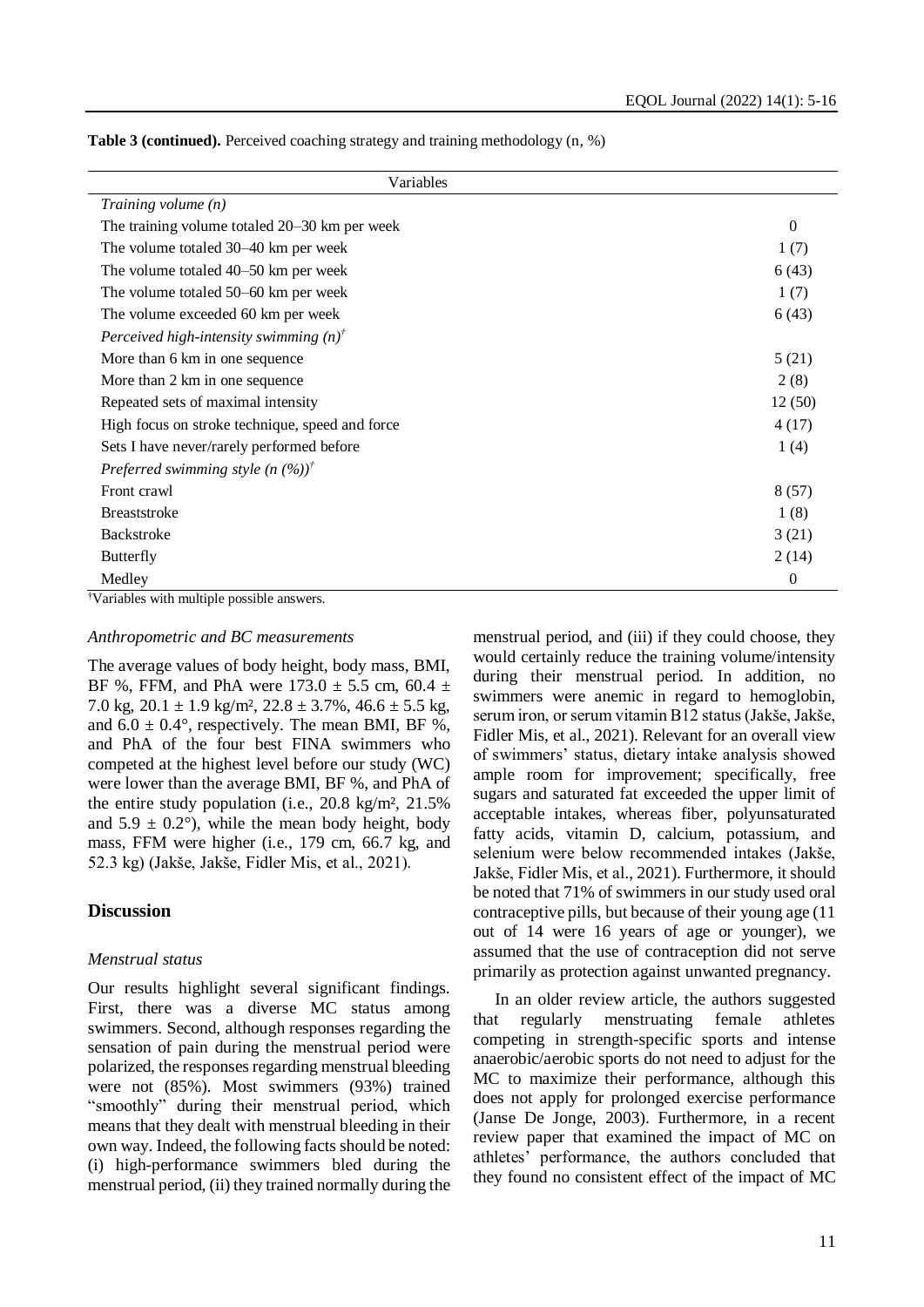**Table 3 (continued).** Perceived coaching strategy and training methodology (n, %)

| Variables | |
|---|---|
| *Training volume (n)* | |
| The training volume totaled 20–30 km per week | 0 |
| The volume totaled 30–40 km per week | 1 (7) |
| The volume totaled 40–50 km per week | 6 (43) |
| The volume totaled 50–60 km per week | 1 (7) |
| The volume exceeded 60 km per week | 6 (43) |
| *Perceived high-intensity swimming (n)*[†] | |
| More than 6 km in one sequence | 5 (21) |
| More than 2 km in one sequence | 2 (8) |
| Repeated sets of maximal intensity | 12 (50) |
| High focus on stroke technique, speed and force | 4 (17) |
| Sets I have never/rarely performed before | 1 (4) |
| *Preferred swimming style (n (%))*[†] | |
| Front crawl | 8 (57) |
| Breaststroke | 1 (8) |
| Backstroke | 3 (21) |
| Butterfly | 2 (14) |
| Medley | 0 |

[†]Variables with multiple possible answers.

### *Anthropometric and BC measurements*

The average values of body height, body mass, BMI, BF %, FFM, and PhA were 173.0 ± 5.5 cm, 60.4 ± 7.0 kg, 20.1 ± 1.9 kg/m², 22.8 ± 3.7%, 46.6 ± 5.5 kg, and 6.0 ± 0.4°, respectively. The mean BMI, BF %, and PhA of the four best FINA swimmers who competed at the highest level before our study (WC) were lower than the average BMI, BF %, and PhA of the entire study population (i.e., 20.8 kg/m², 21.5% and 5.9 ± 0.2°), while the mean body height, body mass, FFM were higher (i.e., 179 cm, 66.7 kg, and 52.3 kg) (Jakše, Jakše, Fidler Mis, et al., 2021).

## Discussion

### *Menstrual status*

Our results highlight several significant findings. First, there was a diverse MC status among swimmers. Second, although responses regarding the sensation of pain during the menstrual period were polarized, the responses regarding menstrual bleeding were not (85%). Most swimmers (93%) trained "smoothly" during their menstrual period, which means that they dealt with menstrual bleeding in their own way. Indeed, the following facts should be noted: (i) high-performance swimmers bled during the menstrual period, (ii) they trained normally during the menstrual period, and (iii) if they could choose, they would certainly reduce the training volume/intensity during their menstrual period. In addition, no swimmers were anemic in regard to hemoglobin, serum iron, or serum vitamin B12 status (Jakše, Jakše, Fidler Mis, et al., 2021). Relevant for an overall view of swimmers' status, dietary intake analysis showed ample room for improvement; specifically, free sugars and saturated fat exceeded the upper limit of acceptable intakes, whereas fiber, polyunsaturated fatty acids, vitamin D, calcium, potassium, and selenium were below recommended intakes (Jakše, Jakše, Fidler Mis, et al., 2021). Furthermore, it should be noted that 71% of swimmers in our study used oral contraceptive pills, but because of their young age (11 out of 14 were 16 years of age or younger), we assumed that the use of contraception did not serve primarily as protection against unwanted pregnancy.

In an older review article, the authors suggested that regularly menstruating female athletes competing in strength-specific sports and intense anaerobic/aerobic sports do not need to adjust for the MC to maximize their performance, although this does not apply for prolonged exercise performance (Janse De Jonge, 2003). Furthermore, in a recent review paper that examined the impact of MC on athletes' performance, the authors concluded that they found no consistent effect of the impact of MC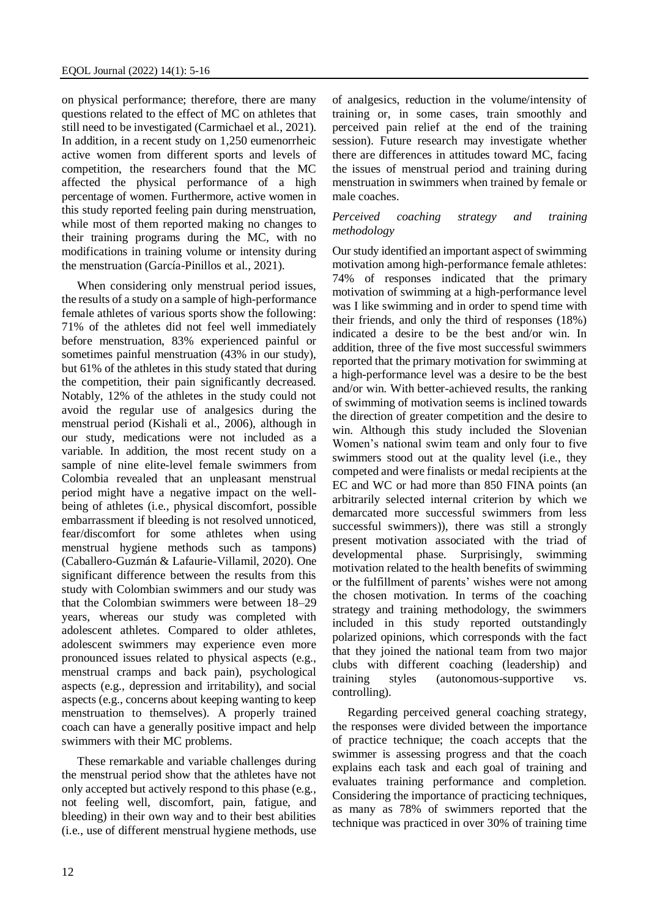on physical performance; therefore, there are many questions related to the effect of MC on athletes that still need to be investigated (Carmichael et al., 2021). In addition, in a recent study on 1,250 eumenorrheic active women from different sports and levels of competition, the researchers found that the MC affected the physical performance of a high percentage of women. Furthermore, active women in this study reported feeling pain during menstruation, while most of them reported making no changes to their training programs during the MC, with no modifications in training volume or intensity during the menstruation (García-Pinillos et al., 2021).

When considering only menstrual period issues, the results of a study on a sample of high-performance female athletes of various sports show the following: 71% of the athletes did not feel well immediately before menstruation, 83% experienced painful or sometimes painful menstruation (43% in our study), but 61% of the athletes in this study stated that during the competition, their pain significantly decreased. Notably, 12% of the athletes in the study could not avoid the regular use of analgesics during the menstrual period (Kishali et al., 2006), although in our study, medications were not included as a variable. In addition, the most recent study on a sample of nine elite-level female swimmers from Colombia revealed that an unpleasant menstrual period might have a negative impact on the well-being of athletes (i.e., physical discomfort, possible embarrassment if bleeding is not resolved unnoticed, fear/discomfort for some athletes when using menstrual hygiene methods such as tampons) (Caballero-Guzmán & Lafaurie-Villamil, 2020). One significant difference between the results from this study with Colombian swimmers and our study was that the Colombian swimmers were between 18–29 years, whereas our study was completed with adolescent athletes. Compared to older athletes, adolescent swimmers may experience even more pronounced issues related to physical aspects (e.g., menstrual cramps and back pain), psychological aspects (e.g., depression and irritability), and social aspects (e.g., concerns about keeping wanting to keep menstruation to themselves). A properly trained coach can have a generally positive impact and help swimmers with their MC problems.

These remarkable and variable challenges during the menstrual period show that the athletes have not only accepted but actively respond to this phase (e.g., not feeling well, discomfort, pain, fatigue, and bleeding) in their own way and to their best abilities (i.e., use of different menstrual hygiene methods, use of analgesics, reduction in the volume/intensity of training or, in some cases, train smoothly and perceived pain relief at the end of the training session). Future research may investigate whether there are differences in attitudes toward MC, facing the issues of menstrual period and training during menstruation in swimmers when trained by female or male coaches.

*Perceived coaching strategy and training methodology*

Our study identified an important aspect of swimming motivation among high-performance female athletes: 74% of responses indicated that the primary motivation of swimming at a high-performance level was I like swimming and in order to spend time with their friends, and only the third of responses (18%) indicated a desire to be the best and/or win. In addition, three of the five most successful swimmers reported that the primary motivation for swimming at a high-performance level was a desire to be the best and/or win. With better-achieved results, the ranking of swimming of motivation seems is inclined towards the direction of greater competition and the desire to win. Although this study included the Slovenian Women's national swim team and only four to five swimmers stood out at the quality level (i.e., they competed and were finalists or medal recipients at the EC and WC or had more than 850 FINA points (an arbitrarily selected internal criterion by which we demarcated more successful swimmers from less successful swimmers)), there was still a strongly present motivation associated with the triad of developmental phase. Surprisingly, swimming motivation related to the health benefits of swimming or the fulfillment of parents' wishes were not among the chosen motivation. In terms of the coaching strategy and training methodology, the swimmers included in this study reported outstandingly polarized opinions, which corresponds with the fact that they joined the national team from two major clubs with different coaching (leadership) and training styles (autonomous-supportive vs. controlling).

Regarding perceived general coaching strategy, the responses were divided between the importance of practice technique; the coach accepts that the swimmer is assessing progress and that the coach explains each task and each goal of training and evaluates training performance and completion. Considering the importance of practicing techniques, as many as 78% of swimmers reported that the technique was practiced in over 30% of training time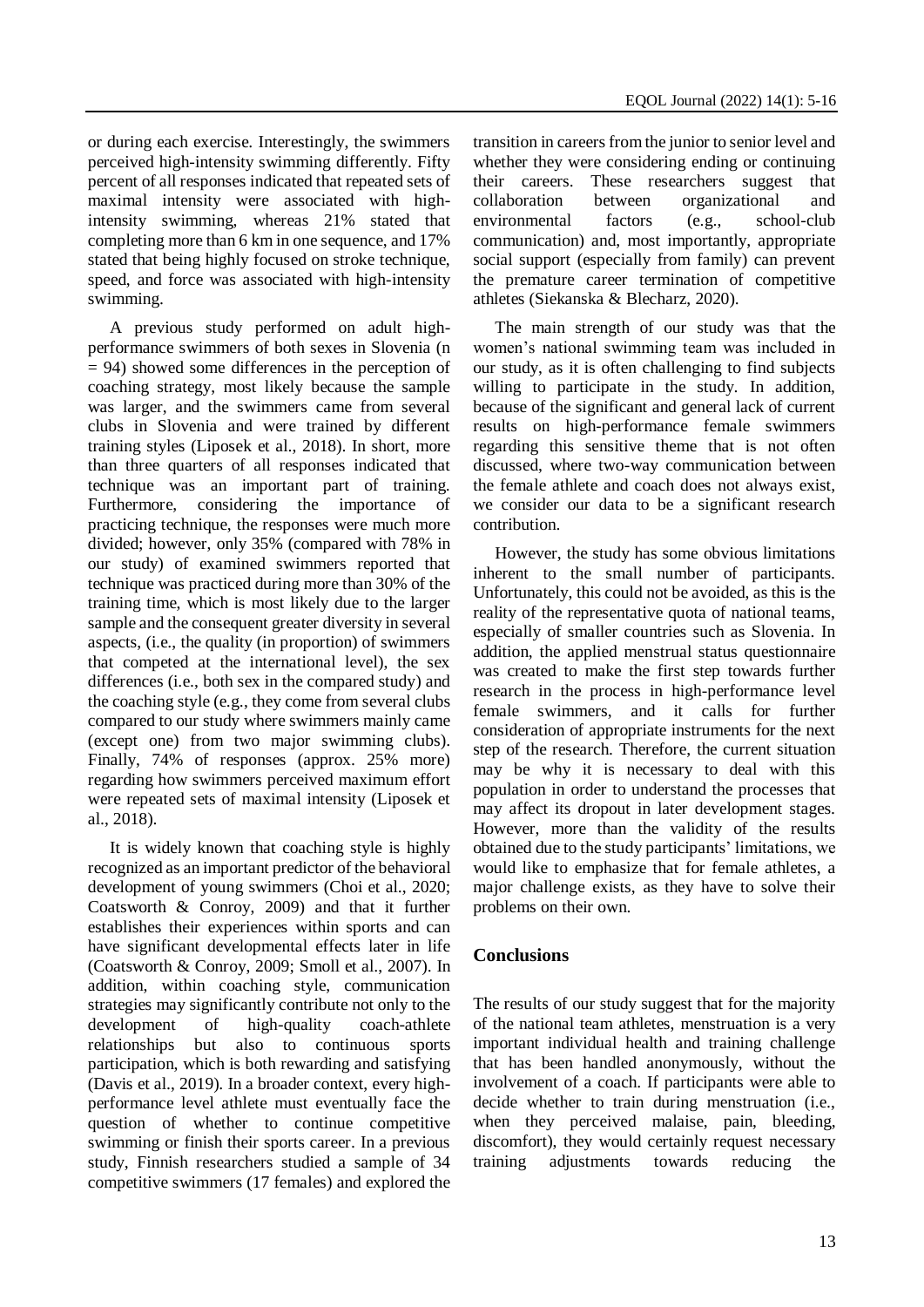or during each exercise. Interestingly, the swimmers perceived high-intensity swimming differently. Fifty percent of all responses indicated that repeated sets of maximal intensity were associated with high-intensity swimming, whereas 21% stated that completing more than 6 km in one sequence, and 17% stated that being highly focused on stroke technique, speed, and force was associated with high-intensity swimming.

A previous study performed on adult high-performance swimmers of both sexes in Slovenia (n = 94) showed some differences in the perception of coaching strategy, most likely because the sample was larger, and the swimmers came from several clubs in Slovenia and were trained by different training styles (Liposek et al., 2018). In short, more than three quarters of all responses indicated that technique was an important part of training. Furthermore, considering the importance of practicing technique, the responses were much more divided; however, only 35% (compared with 78% in our study) of examined swimmers reported that technique was practiced during more than 30% of the training time, which is most likely due to the larger sample and the consequent greater diversity in several aspects, (i.e., the quality (in proportion) of swimmers that competed at the international level), the sex differences (i.e., both sex in the compared study) and the coaching style (e.g., they come from several clubs compared to our study where swimmers mainly came (except one) from two major swimming clubs). Finally, 74% of responses (approx. 25% more) regarding how swimmers perceived maximum effort were repeated sets of maximal intensity (Liposek et al., 2018).

It is widely known that coaching style is highly recognized as an important predictor of the behavioral development of young swimmers (Choi et al., 2020; Coatsworth & Conroy, 2009) and that it further establishes their experiences within sports and can have significant developmental effects later in life (Coatsworth & Conroy, 2009; Smoll et al., 2007). In addition, within coaching style, communication strategies may significantly contribute not only to the development of high-quality coach-athlete relationships but also to continuous sports participation, which is both rewarding and satisfying (Davis et al., 2019). In a broader context, every high-performance level athlete must eventually face the question of whether to continue competitive swimming or finish their sports career. In a previous study, Finnish researchers studied a sample of 34 competitive swimmers (17 females) and explored the transition in careers from the junior to senior level and whether they were considering ending or continuing their careers. These researchers suggest that collaboration between organizational and environmental factors (e.g., school-club communication) and, most importantly, appropriate social support (especially from family) can prevent the premature career termination of competitive athletes (Siekanska & Blecharz, 2020).

The main strength of our study was that the women's national swimming team was included in our study, as it is often challenging to find subjects willing to participate in the study. In addition, because of the significant and general lack of current results on high-performance female swimmers regarding this sensitive theme that is not often discussed, where two-way communication between the female athlete and coach does not always exist, we consider our data to be a significant research contribution.

However, the study has some obvious limitations inherent to the small number of participants. Unfortunately, this could not be avoided, as this is the reality of the representative quota of national teams, especially of smaller countries such as Slovenia. In addition, the applied menstrual status questionnaire was created to make the first step towards further research in the process in high-performance level female swimmers, and it calls for further consideration of appropriate instruments for the next step of the research. Therefore, the current situation may be why it is necessary to deal with this population in order to understand the processes that may affect its dropout in later development stages. However, more than the validity of the results obtained due to the study participants' limitations, we would like to emphasize that for female athletes, a major challenge exists, as they have to solve their problems on their own.

## Conclusions

The results of our study suggest that for the majority of the national team athletes, menstruation is a very important individual health and training challenge that has been handled anonymously, without the involvement of a coach. If participants were able to decide whether to train during menstruation (i.e., when they perceived malaise, pain, bleeding, discomfort), they would certainly request necessary training adjustments towards reducing the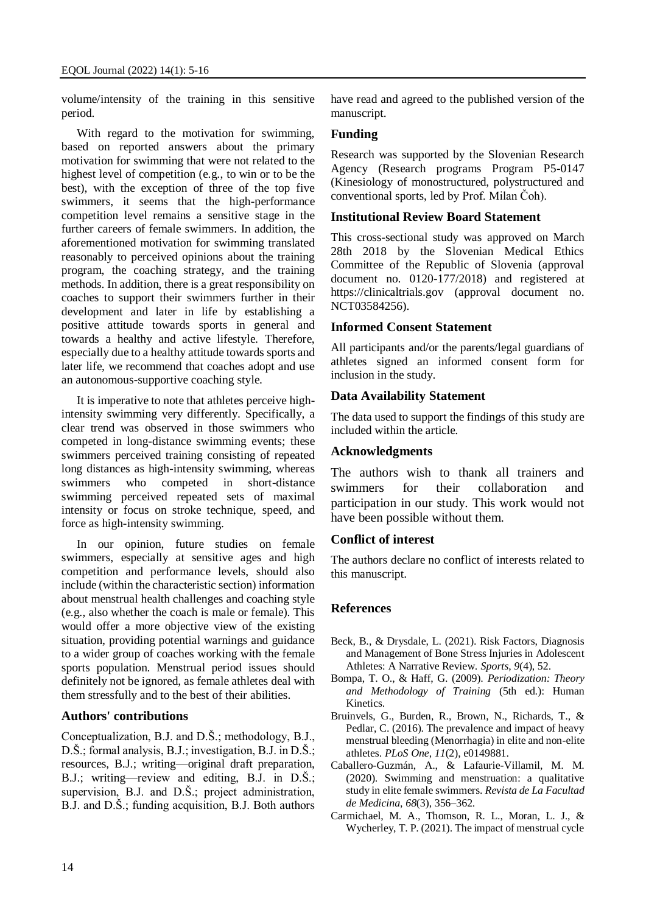volume/intensity of the training in this sensitive period.

With regard to the motivation for swimming, based on reported answers about the primary motivation for swimming that were not related to the highest level of competition (e.g., to win or to be the best), with the exception of three of the top five swimmers, it seems that the high-performance competition level remains a sensitive stage in the further careers of female swimmers. In addition, the aforementioned motivation for swimming translated reasonably to perceived opinions about the training program, the coaching strategy, and the training methods. In addition, there is a great responsibility on coaches to support their swimmers further in their development and later in life by establishing a positive attitude towards sports in general and towards a healthy and active lifestyle. Therefore, especially due to a healthy attitude towards sports and later life, we recommend that coaches adopt and use an autonomous-supportive coaching style.

It is imperative to note that athletes perceive high-intensity swimming very differently. Specifically, a clear trend was observed in those swimmers who competed in long-distance swimming events; these swimmers perceived training consisting of repeated long distances as high-intensity swimming, whereas swimmers who competed in short-distance swimming perceived repeated sets of maximal intensity or focus on stroke technique, speed, and force as high-intensity swimming.

In our opinion, future studies on female swimmers, especially at sensitive ages and high competition and performance levels, should also include (within the characteristic section) information about menstrual health challenges and coaching style (e.g., also whether the coach is male or female). This would offer a more objective view of the existing situation, providing potential warnings and guidance to a wider group of coaches working with the female sports population. Menstrual period issues should definitely not be ignored, as female athletes deal with them stressfully and to the best of their abilities.

## Authors' contributions

Conceptualization, B.J. and D.Š.; methodology, B.J., D.Š.; formal analysis, B.J.; investigation, B.J. in D.Š.; resources, B.J.; writing—original draft preparation, B.J.; writing—review and editing, B.J. in D.Š.; supervision, B.J. and D.Š.; project administration, B.J. and D.Š.; funding acquisition, B.J. Both authors have read and agreed to the published version of the manuscript.

## Funding

Research was supported by the Slovenian Research Agency (Research programs Program P5-0147 (Kinesiology of monostructured, polystructured and conventional sports, led by Prof. Milan Čoh).

## Institutional Review Board Statement

This cross-sectional study was approved on March 28th 2018 by the Slovenian Medical Ethics Committee of the Republic of Slovenia (approval document no. 0120-177/2018) and registered at https://clinicaltrials.gov (approval document no. NCT03584256).

## Informed Consent Statement

All participants and/or the parents/legal guardians of athletes signed an informed consent form for inclusion in the study.

## Data Availability Statement

The data used to support the findings of this study are included within the article.

## Acknowledgments

The authors wish to thank all trainers and swimmers for their collaboration and participation in our study. This work would not have been possible without them.

## Conflict of interest

The authors declare no conflict of interests related to this manuscript.

## References

Beck, B., & Drysdale, L. (2021). Risk Factors, Diagnosis and Management of Bone Stress Injuries in Adolescent Athletes: A Narrative Review. *Sports*, *9*(4), 52.

Bompa, T. O., & Haff, G. (2009). *Periodization: Theory and Methodology of Training* (5th ed.): Human Kinetics.

Bruinvels, G., Burden, R., Brown, N., Richards, T., & Pedlar, C. (2016). The prevalence and impact of heavy menstrual bleeding (Menorrhagia) in elite and non-elite athletes. *PLoS One*, *11*(2), e0149881.

Caballero-Guzmán, A., & Lafaurie-Villamil, M. M. (2020). Swimming and menstruation: a qualitative study in elite female swimmers. *Revista de La Facultad de Medicina*, *68*(3), 356–362.

Carmichael, M. A., Thomson, R. L., Moran, L. J., & Wycherley, T. P. (2021). The impact of menstrual cycle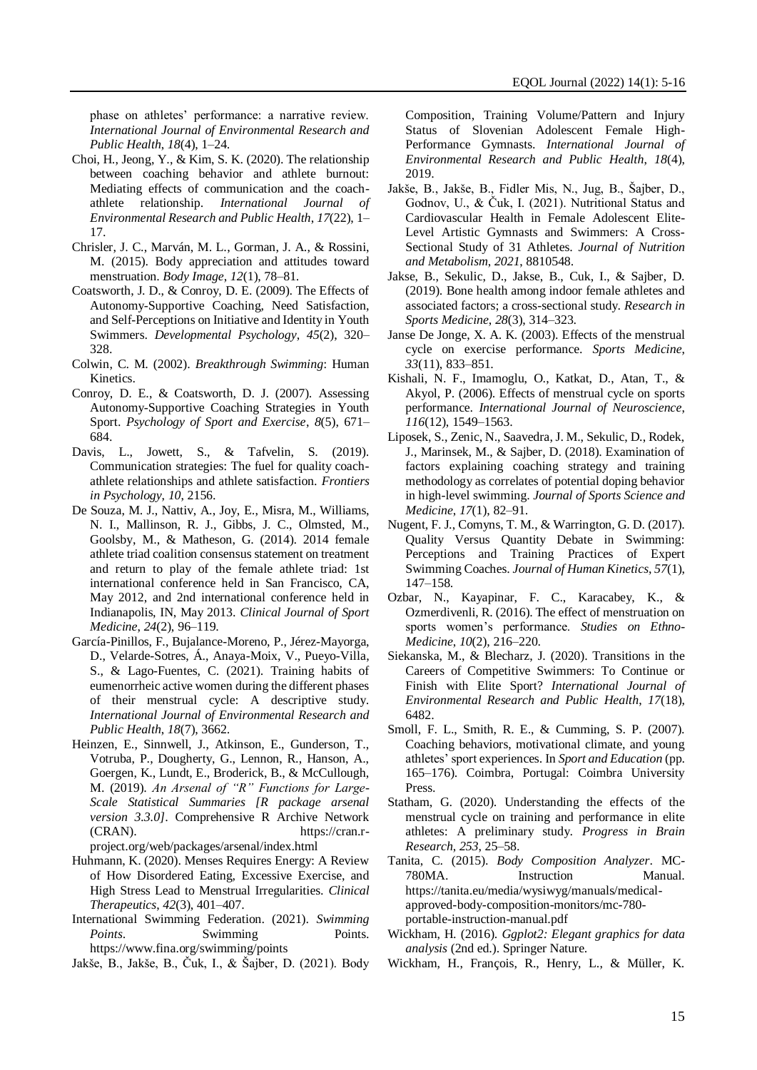phase on athletes' performance: a narrative review. *International Journal of Environmental Research and Public Health*, *18*(4), 1–24.

Choi, H., Jeong, Y., & Kim, S. K. (2020). The relationship between coaching behavior and athlete burnout: Mediating effects of communication and the coach-athlete relationship. *International Journal of Environmental Research and Public Health*, *17*(22), 1–17.

Chrisler, J. C., Marván, M. L., Gorman, J. A., & Rossini, M. (2015). Body appreciation and attitudes toward menstruation. *Body Image*, *12*(1), 78–81.

Coatsworth, J. D., & Conroy, D. E. (2009). The Effects of Autonomy-Supportive Coaching, Need Satisfaction, and Self-Perceptions on Initiative and Identity in Youth Swimmers. *Developmental Psychology*, *45*(2), 320–328.

Colwin, C. M. (2002). *Breakthrough Swimming*: Human Kinetics.

Conroy, D. E., & Coatsworth, D. J. (2007). Assessing Autonomy-Supportive Coaching Strategies in Youth Sport. *Psychology of Sport and Exercise*, *8*(5), 671–684.

Davis, L., Jowett, S., & Tafvelin, S. (2019). Communication strategies: The fuel for quality coach-athlete relationships and athlete satisfaction. *Frontiers in Psychology*, *10*, 2156.

De Souza, M. J., Nattiv, A., Joy, E., Misra, M., Williams, N. I., Mallinson, R. J., Gibbs, J. C., Olmsted, M., Goolsby, M., & Matheson, G. (2014). 2014 female athlete triad coalition consensus statement on treatment and return to play of the female athlete triad: 1st international conference held in San Francisco, CA, May 2012, and 2nd international conference held in Indianapolis, IN, May 2013. *Clinical Journal of Sport Medicine*, *24*(2), 96–119.

García-Pinillos, F., Bujalance-Moreno, P., Jérez-Mayorga, D., Velarde-Sotres, Á., Anaya-Moix, V., Pueyo-Villa, S., & Lago-Fuentes, C. (2021). Training habits of eumenorrheic active women during the different phases of their menstrual cycle: A descriptive study. *International Journal of Environmental Research and Public Health*, *18*(7), 3662.

Heinzen, E., Sinnwell, J., Atkinson, E., Gunderson, T., Votruba, P., Dougherty, G., Lennon, R., Hanson, A., Goergen, K., Lundt, E., Broderick, B., & McCullough, M. (2019). *An Arsenal of "R" Functions for Large-Scale Statistical Summaries [R package arsenal version 3.3.0]*. Comprehensive R Archive Network (CRAN). https://cran.r-project.org/web/packages/arsenal/index.html

Huhmann, K. (2020). Menses Requires Energy: A Review of How Disordered Eating, Excessive Exercise, and High Stress Lead to Menstrual Irregularities. *Clinical Therapeutics*, *42*(3), 401–407.

International Swimming Federation. (2021). *Swimming Points*. Swimming Points. https://www.fina.org/swimming/points

Jakše, B., Jakše, B., Čuk, I., & Šajber, D. (2021). Body Composition, Training Volume/Pattern and Injury Status of Slovenian Adolescent Female High-Performance Gymnasts. *International Journal of Environmental Research and Public Health*, *18*(4), 2019.

Jakše, B., Jakše, B., Fidler Mis, N., Jug, B., Šajber, D., Godnov, U., & Čuk, I. (2021). Nutritional Status and Cardiovascular Health in Female Adolescent Elite-Level Artistic Gymnasts and Swimmers: A Cross-Sectional Study of 31 Athletes. *Journal of Nutrition and Metabolism*, *2021*, 8810548.

Jakse, B., Sekulic, D., Jakse, B., Cuk, I., & Sajber, D. (2019). Bone health among indoor female athletes and associated factors; a cross-sectional study. *Research in Sports Medicine*, *28*(3), 314–323.

Janse De Jonge, X. A. K. (2003). Effects of the menstrual cycle on exercise performance. *Sports Medicine*, *33*(11), 833–851.

Kishali, N. F., Imamoglu, O., Katkat, D., Atan, T., & Akyol, P. (2006). Effects of menstrual cycle on sports performance. *International Journal of Neuroscience*, *116*(12), 1549–1563.

Liposek, S., Zenic, N., Saavedra, J. M., Sekulic, D., Rodek, J., Marinsek, M., & Sajber, D. (2018). Examination of factors explaining coaching strategy and training methodology as correlates of potential doping behavior in high-level swimming. *Journal of Sports Science and Medicine*, *17*(1), 82–91.

Nugent, F. J., Comyns, T. M., & Warrington, G. D. (2017). Quality Versus Quantity Debate in Swimming: Perceptions and Training Practices of Expert Swimming Coaches. *Journal of Human Kinetics*, *57*(1), 147–158.

Ozbar, N., Kayapinar, F. C., Karacabey, K., & Ozmerdivenli, R. (2016). The effect of menstruation on sports women's performance. *Studies on Ethno-Medicine*, *10*(2), 216–220.

Siekanska, M., & Blecharz, J. (2020). Transitions in the Careers of Competitive Swimmers: To Continue or Finish with Elite Sport? *International Journal of Environmental Research and Public Health*, *17*(18), 6482.

Smoll, F. L., Smith, R. E., & Cumming, S. P. (2007). Coaching behaviors, motivational climate, and young athletes' sport experiences. In *Sport and Education* (pp. 165–176). Coimbra, Portugal: Coimbra University Press.

Statham, G. (2020). Understanding the effects of the menstrual cycle on training and performance in elite athletes: A preliminary study. *Progress in Brain Research*, *253*, 25–58.

Tanita, C. (2015). *Body Composition Analyzer*. MC-780MA. Instruction Manual. https://tanita.eu/media/wysiwyg/manuals/medical-approved-body-composition-monitors/mc-780-portable-instruction-manual.pdf

Wickham, H. (2016). *Ggplot2: Elegant graphics for data analysis* (2nd ed.). Springer Nature.

Wickham, H., François, R., Henry, L., & Müller, K.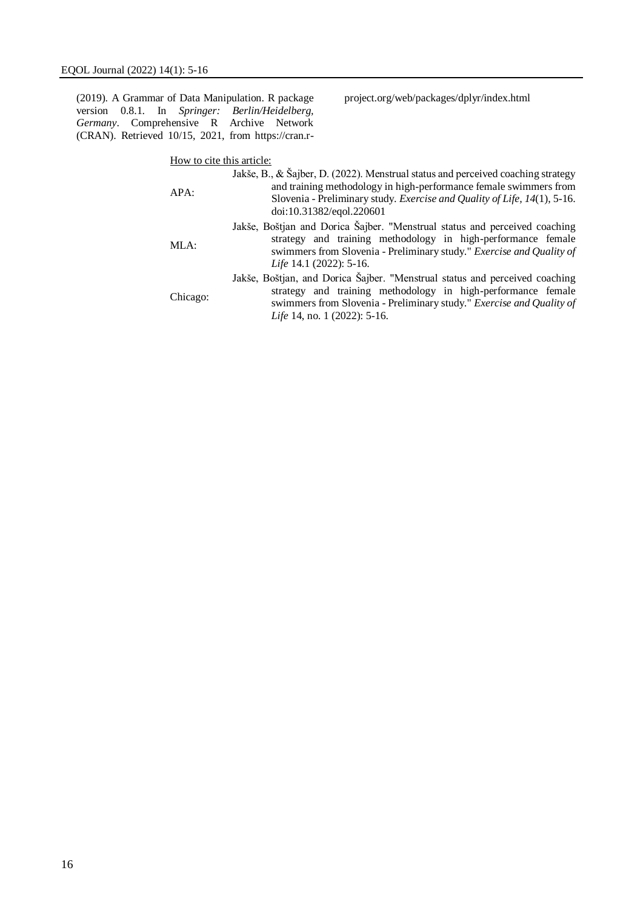(2019). A Grammar of Data Manipulation. R package version 0.8.1. In *Springer: Berlin/Heidelberg, Germany*. Comprehensive R Archive Network (CRAN). Retrieved 10/15, 2021, from https://cran.r-project.org/web/packages/dplyr/index.html

How to cite this article:

| | |
|---|---|
| APA: | Jakše, B., & Šajber, D. (2022). Menstrual status and perceived coaching strategy and training methodology in high-performance female swimmers from Slovenia - Preliminary study. *Exercise and Quality of Life*, *14*(1), 5-16. doi:10.31382/eqol.220601 |
| MLA: | Jakše, Boštjan and Dorica Šajber. "Menstrual status and perceived coaching strategy and training methodology in high-performance female swimmers from Slovenia - Preliminary study." *Exercise and Quality of Life* 14.1 (2022): 5-16. |
| Chicago: | Jakše, Boštjan, and Dorica Šajber. "Menstrual status and perceived coaching strategy and training methodology in high-performance female swimmers from Slovenia - Preliminary study." *Exercise and Quality of Life* 14, no. 1 (2022): 5-16. |